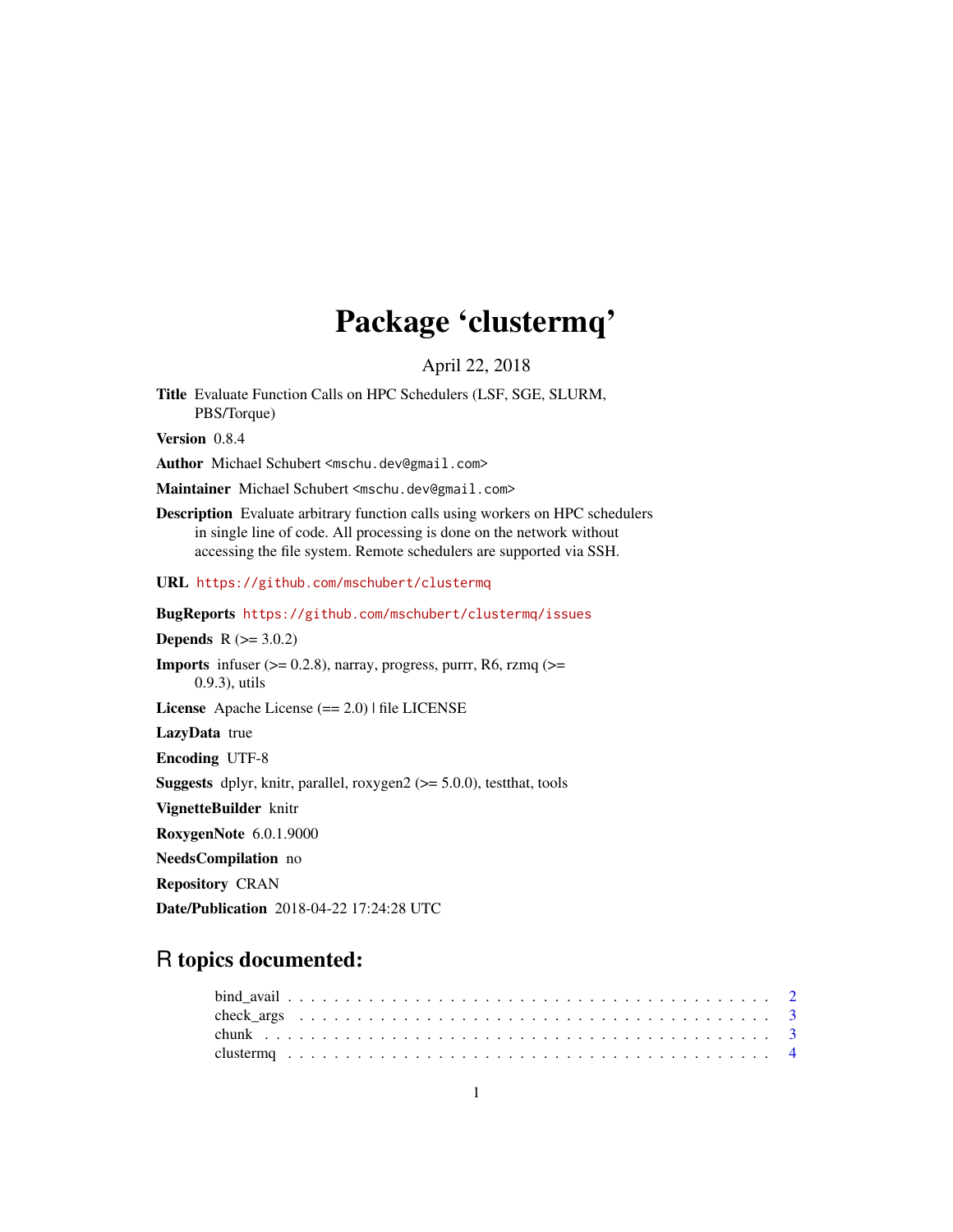# Package 'clustermq'

April 22, 2018

**Title** Evaluate Function Calls on HPC Schedulers (LSF, SGE, SLURM, PBS/Torque)

**Version** 0.8.4

**Author** Michael Schubert <mschu.dev@gmail.com>

**Maintainer** Michael Schubert <mschu.dev@gmail.com>

**Description** Evaluate arbitrary function calls using workers on HPC schedulers in single line of code. All processing is done on the network without accessing the file system. Remote schedulers are supported via SSH.

**URL** https://github.com/mschubert/clustermq

**BugReports** https://github.com/mschubert/clustermq/issues

**Depends** R (>= 3.0.2)

**Imports** infuser (>= 0.2.8), narray, progress, purrr, R6, rzmq (>= 0.9.3), utils

**License** Apache License (== 2.0) | file LICENSE

**LazyData** true

**Encoding** UTF-8

**Suggests** dplyr, knitr, parallel, roxygen2 (>= 5.0.0), testthat, tools

**VignetteBuilder** knitr

**RoxygenNote** 6.0.1.9000

**NeedsCompilation** no

**Repository** CRAN

**Date/Publication** 2018-04-22 17:24:28 UTC

## R topics documented:

bind_avail . . . . . . . . . . . . . . . . . . . . . . . . . . . . . . . . . . . . . . . . 2
check_args . . . . . . . . . . . . . . . . . . . . . . . . . . . . . . . . . . . . . . . . 3
chunk . . . . . . . . . . . . . . . . . . . . . . . . . . . . . . . . . . . . . . . . . . . 3
clustermq . . . . . . . . . . . . . . . . . . . . . . . . . . . . . . . . . . . . . . . . . 4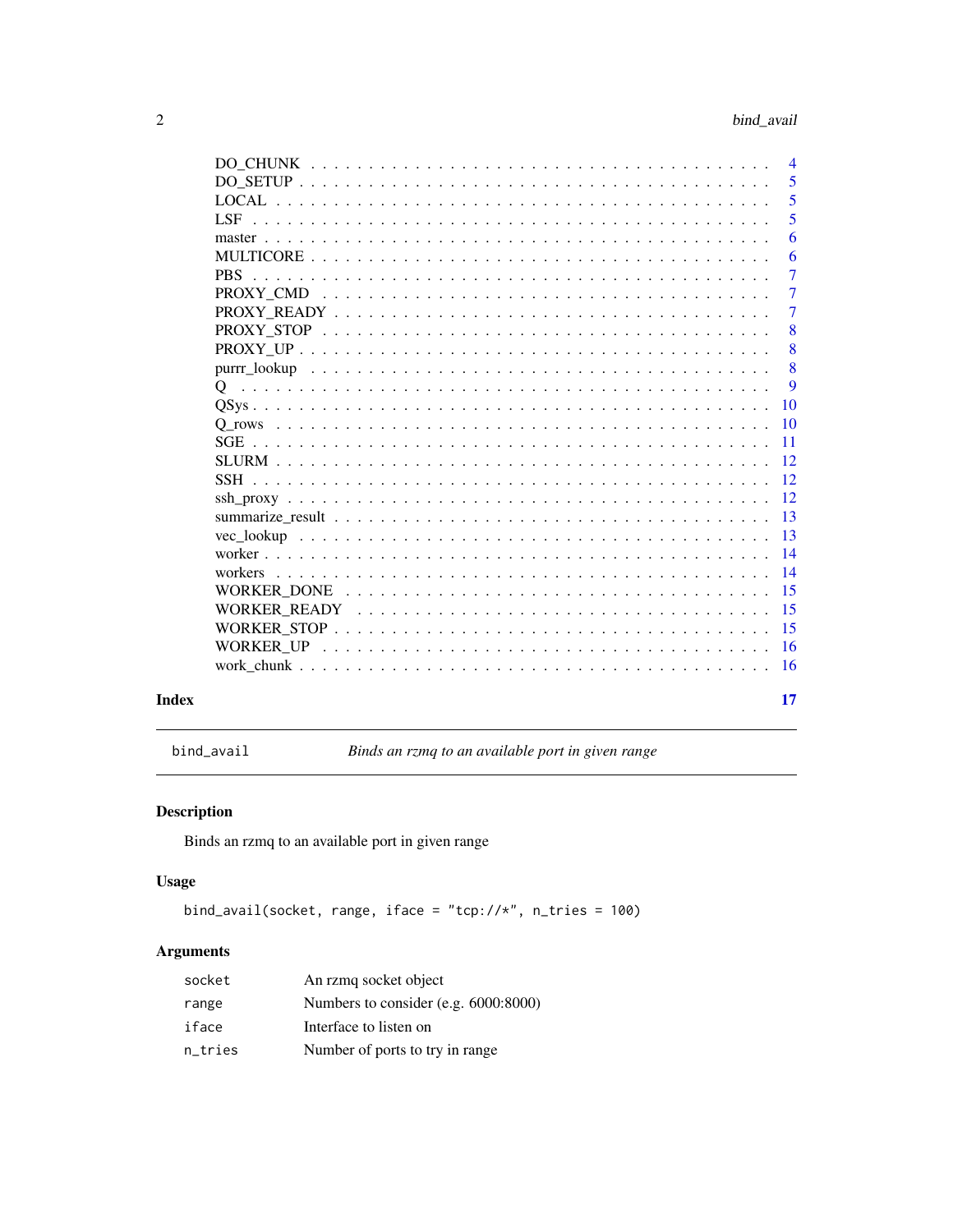DO_CHUNK . . . . . . . . . . . . . . . . . . . . . . . . . . . . . . . . . . . . . 4
DO_SETUP . . . . . . . . . . . . . . . . . . . . . . . . . . . . . . . . . . . . . 5
LOCAL . . . . . . . . . . . . . . . . . . . . . . . . . . . . . . . . . . . . . . . 5
LSF . . . . . . . . . . . . . . . . . . . . . . . . . . . . . . . . . . . . . . . . 5
master . . . . . . . . . . . . . . . . . . . . . . . . . . . . . . . . . . . . . . 6
MULTICORE . . . . . . . . . . . . . . . . . . . . . . . . . . . . . . . . . . . . 6
PBS . . . . . . . . . . . . . . . . . . . . . . . . . . . . . . . . . . . . . . . . 7
PROXY_CMD . . . . . . . . . . . . . . . . . . . . . . . . . . . . . . . . . . . . 7
PROXY_READY . . . . . . . . . . . . . . . . . . . . . . . . . . . . . . . . . . . 7
PROXY_STOP . . . . . . . . . . . . . . . . . . . . . . . . . . . . . . . . . . . . 8
PROXY_UP . . . . . . . . . . . . . . . . . . . . . . . . . . . . . . . . . . . . . 8
purrr_lookup . . . . . . . . . . . . . . . . . . . . . . . . . . . . . . . . . . . 8
Q . . . . . . . . . . . . . . . . . . . . . . . . . . . . . . . . . . . . . . . . . 9
QSys . . . . . . . . . . . . . . . . . . . . . . . . . . . . . . . . . . . . . . . 10
Q_rows . . . . . . . . . . . . . . . . . . . . . . . . . . . . . . . . . . . . . . 10
SGE . . . . . . . . . . . . . . . . . . . . . . . . . . . . . . . . . . . . . . . . 11
SLURM . . . . . . . . . . . . . . . . . . . . . . . . . . . . . . . . . . . . . . 12
SSH . . . . . . . . . . . . . . . . . . . . . . . . . . . . . . . . . . . . . . . . 12
ssh_proxy . . . . . . . . . . . . . . . . . . . . . . . . . . . . . . . . . . . . . 12
summarize_result . . . . . . . . . . . . . . . . . . . . . . . . . . . . . . . . . 13
vec_lookup . . . . . . . . . . . . . . . . . . . . . . . . . . . . . . . . . . . . 13
worker . . . . . . . . . . . . . . . . . . . . . . . . . . . . . . . . . . . . . . 14
workers . . . . . . . . . . . . . . . . . . . . . . . . . . . . . . . . . . . . . . 14
WORKER_DONE . . . . . . . . . . . . . . . . . . . . . . . . . . . . . . . . . . . 15
WORKER_READY . . . . . . . . . . . . . . . . . . . . . . . . . . . . . . . . . . 15
WORKER_STOP . . . . . . . . . . . . . . . . . . . . . . . . . . . . . . . . . . . 15
WORKER_UP . . . . . . . . . . . . . . . . . . . . . . . . . . . . . . . . . . . . 16
work_chunk . . . . . . . . . . . . . . . . . . . . . . . . . . . . . . . . . . . . 16

**Index** **17**

---

## bind_avail — *Binds an rzmq to an available port in given range*

### Description

Binds an rzmq to an available port in given range

### Usage

```
bind_avail(socket, range, iface = "tcp://*", n_tries = 100)
```

### Arguments

| | |
|---|---|
| `socket` | An rzmq socket object |
| `range` | Numbers to consider (e.g. 6000:8000) |
| `iface` | Interface to listen on |
| `n_tries` | Number of ports to try in range |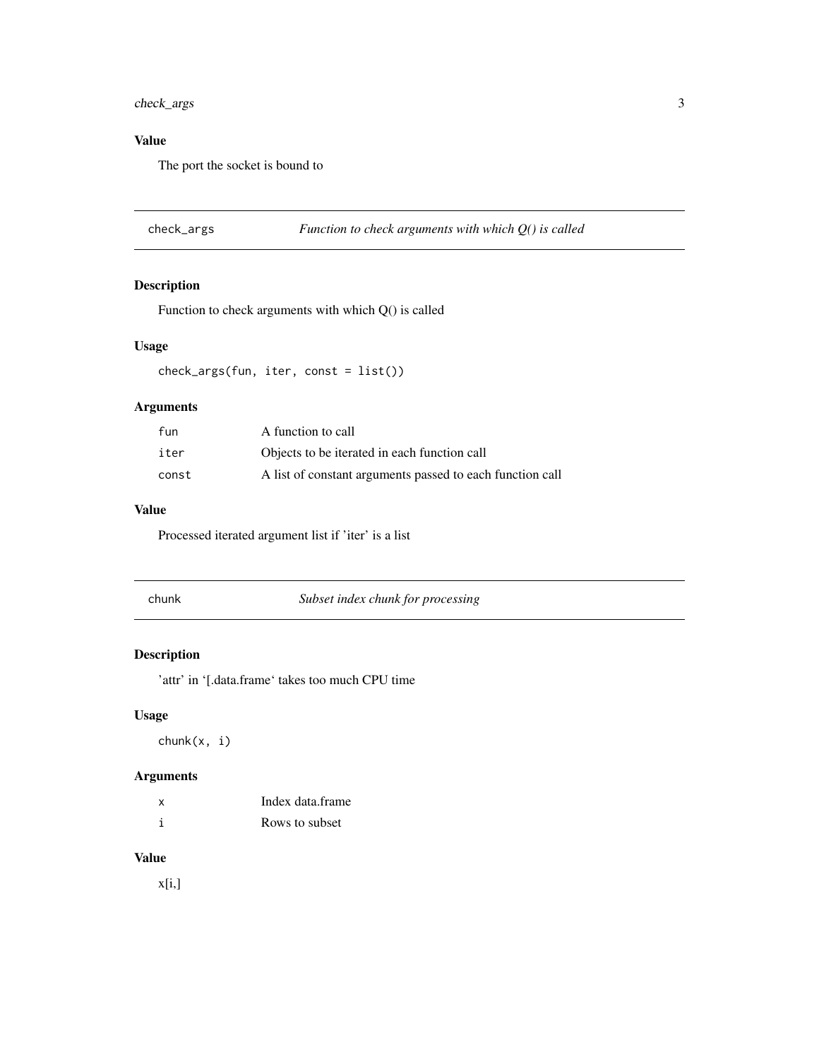### Value

The port the socket is bound to

## check_args — *Function to check arguments with which Q() is called*

### Description

Function to check arguments with which Q() is called

### Usage

```
check_args(fun, iter, const = list())
```

### Arguments

| | |
|---|---|
| fun | A function to call |
| iter | Objects to be iterated in each function call |
| const | A list of constant arguments passed to each function call |

### Value

Processed iterated argument list if 'iter' is a list

## chunk — *Subset index chunk for processing*

### Description

'attr' in '[.data.frame' takes too much CPU time

### Usage

```
chunk(x, i)
```

### Arguments

| | |
|---|---|
| x | Index data.frame |
| i | Rows to subset |

### Value

x[i,]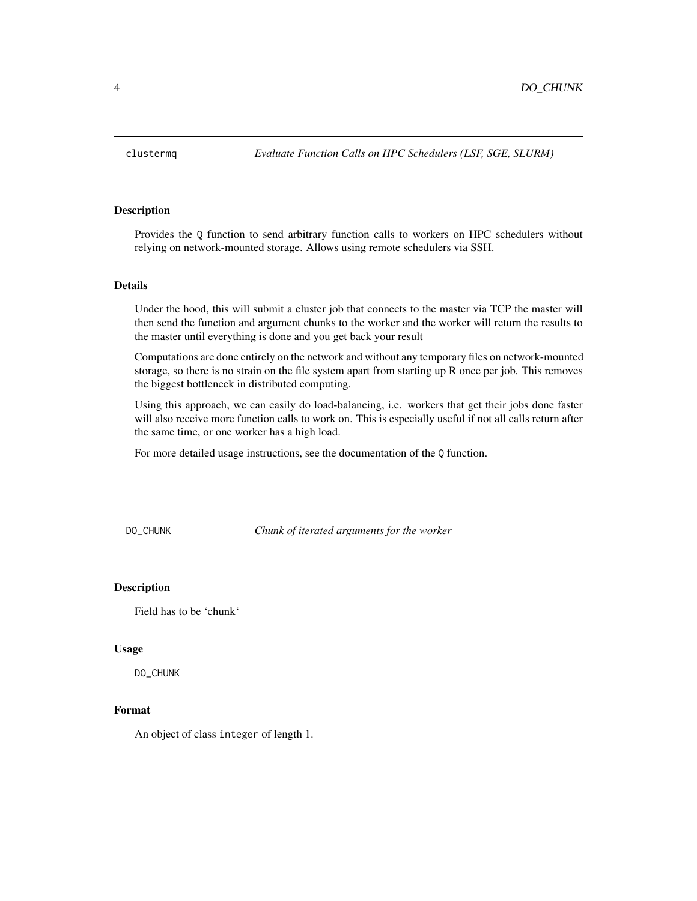## clustermq — *Evaluate Function Calls on HPC Schedulers (LSF, SGE, SLURM)*

### Description

Provides the `Q` function to send arbitrary function calls to workers on HPC schedulers without relying on network-mounted storage. Allows using remote schedulers via SSH.

### Details

Under the hood, this will submit a cluster job that connects to the master via TCP the master will then send the function and argument chunks to the worker and the worker will return the results to the master until everything is done and you get back your result

Computations are done entirely on the network and without any temporary files on network-mounted storage, so there is no strain on the file system apart from starting up R once per job. This removes the biggest bottleneck in distributed computing.

Using this approach, we can easily do load-balancing, i.e. workers that get their jobs done faster will also receive more function calls to work on. This is especially useful if not all calls return after the same time, or one worker has a high load.

For more detailed usage instructions, see the documentation of the `Q` function.

## DO_CHUNK — *Chunk of iterated arguments for the worker*

### Description

Field has to be 'chunk'

### Usage

```
DO_CHUNK
```

### Format

An object of class `integer` of length 1.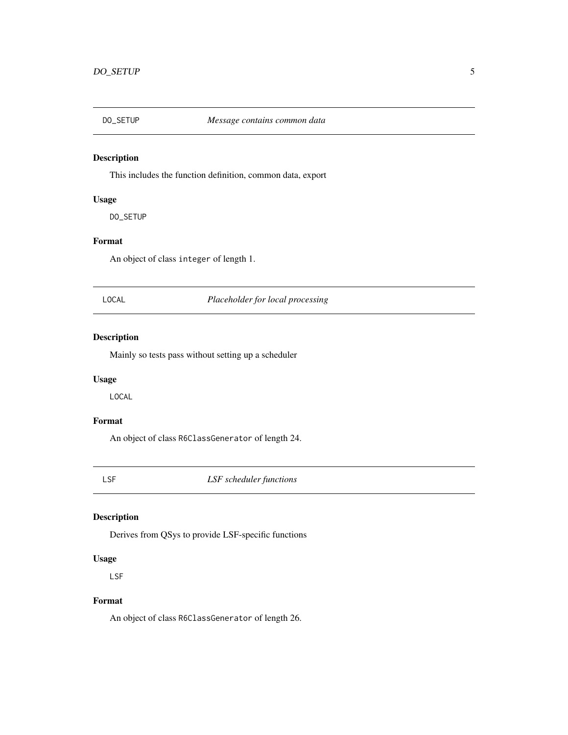## DO_SETUP — *Message contains common data*

### Description

This includes the function definition, common data, export

### Usage

```
DO_SETUP
```

### Format

An object of class `integer` of length 1.

## LOCAL — *Placeholder for local processing*

### Description

Mainly so tests pass without setting up a scheduler

### Usage

```
LOCAL
```

### Format

An object of class `R6ClassGenerator` of length 24.

## LSF — *LSF scheduler functions*

### Description

Derives from QSys to provide LSF-specific functions

### Usage

```
LSF
```

### Format

An object of class `R6ClassGenerator` of length 26.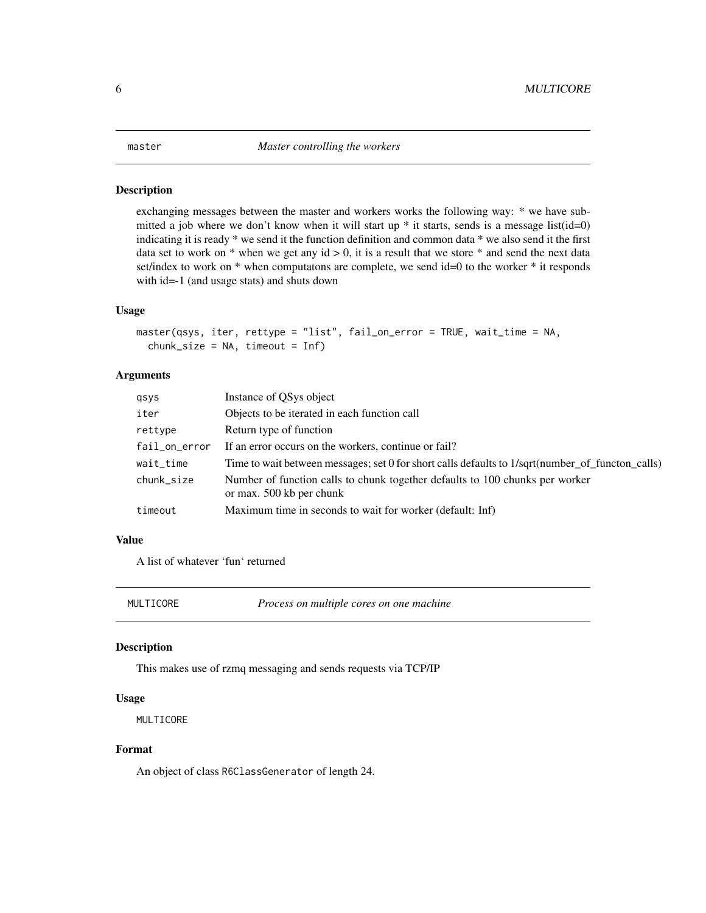## master — *Master controlling the workers*

### Description

exchanging messages between the master and workers works the following way: * we have submitted a job where we don't know when it will start up * it starts, sends is a message list(id=0) indicating it is ready * we send it the function definition and common data * we also send it the first data set to work on * when we get any id > 0, it is a result that we store * and send the next data set/index to work on * when computatons are complete, we send id=0 to the worker * it responds with id=-1 (and usage stats) and shuts down

### Usage

```
master(qsys, iter, rettype = "list", fail_on_error = TRUE, wait_time = NA,
  chunk_size = NA, timeout = Inf)
```

### Arguments

| | |
|---|---|
| qsys | Instance of QSys object |
| iter | Objects to be iterated in each function call |
| rettype | Return type of function |
| fail_on_error | If an error occurs on the workers, continue or fail? |
| wait_time | Time to wait between messages; set 0 for short calls defaults to 1/sqrt(number_of_functon_calls) |
| chunk_size | Number of function calls to chunk together defaults to 100 chunks per worker or max. 500 kb per chunk |
| timeout | Maximum time in seconds to wait for worker (default: Inf) |

### Value

A list of whatever 'fun' returned

## MULTICORE — *Process on multiple cores on one machine*

### Description

This makes use of rzmq messaging and sends requests via TCP/IP

### Usage

```
MULTICORE
```

### Format

An object of class `R6ClassGenerator` of length 24.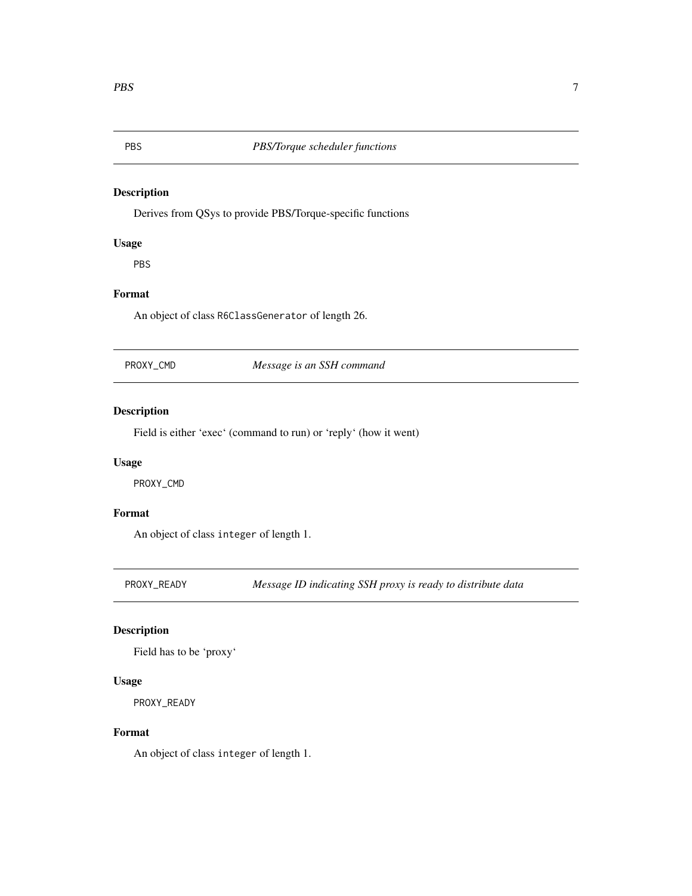## PBS *PBS/Torque scheduler functions*

### Description

Derives from QSys to provide PBS/Torque-specific functions

### Usage

```
PBS
```

### Format

An object of class `R6ClassGenerator` of length 26.

## PROXY_CMD *Message is an SSH command*

### Description

Field is either 'exec' (command to run) or 'reply' (how it went)

### Usage

```
PROXY_CMD
```

### Format

An object of class `integer` of length 1.

## PROXY_READY *Message ID indicating SSH proxy is ready to distribute data*

### Description

Field has to be 'proxy'

### Usage

```
PROXY_READY
```

### Format

An object of class `integer` of length 1.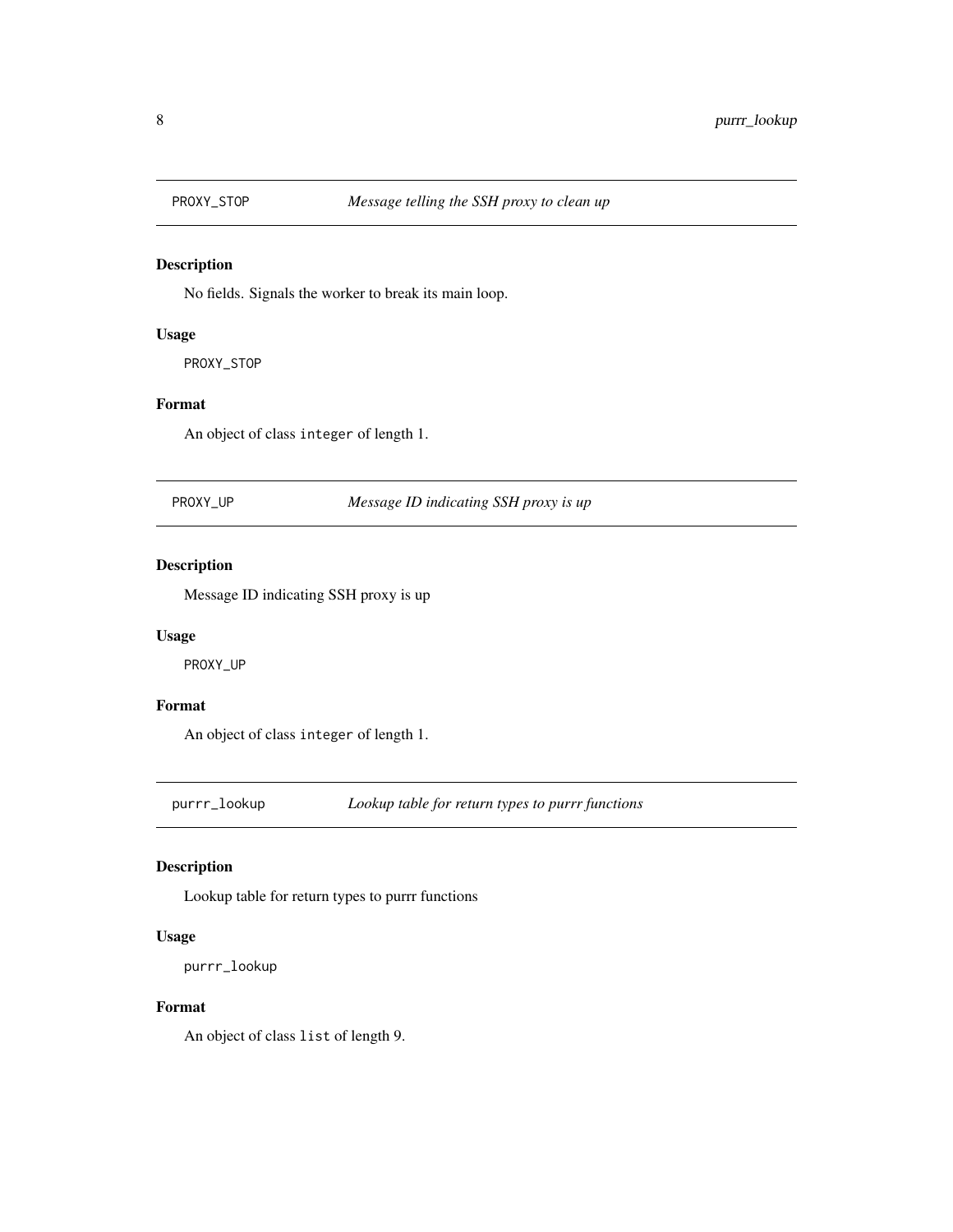## PROXY_STOP *Message telling the SSH proxy to clean up*

### Description

No fields. Signals the worker to break its main loop.

### Usage

```
PROXY_STOP
```

### Format

An object of class `integer` of length 1.

## PROXY_UP *Message ID indicating SSH proxy is up*

### Description

Message ID indicating SSH proxy is up

### Usage

```
PROXY_UP
```

### Format

An object of class `integer` of length 1.

## purrr_lookup *Lookup table for return types to purrr functions*

### Description

Lookup table for return types to purrr functions

### Usage

```
purrr_lookup
```

### Format

An object of class `list` of length 9.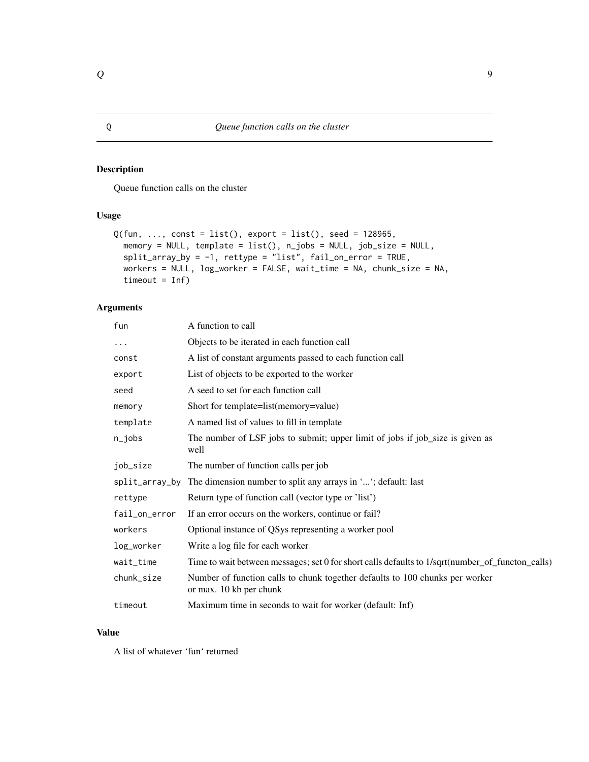## Q — *Queue function calls on the cluster*

### Description

Queue function calls on the cluster

### Usage

```
Q(fun, ..., const = list(), export = list(), seed = 128965,
  memory = NULL, template = list(), n_jobs = NULL, job_size = NULL,
  split_array_by = -1, rettype = "list", fail_on_error = TRUE,
  workers = NULL, log_worker = FALSE, wait_time = NA, chunk_size = NA,
  timeout = Inf)
```

### Arguments

| Argument | Description |
|---|---|
| `fun` | A function to call |
| `...` | Objects to be iterated in each function call |
| `const` | A list of constant arguments passed to each function call |
| `export` | List of objects to be exported to the worker |
| `seed` | A seed to set for each function call |
| `memory` | Short for template=list(memory=value) |
| `template` | A named list of values to fill in template |
| `n_jobs` | The number of LSF jobs to submit; upper limit of jobs if job_size is given as well |
| `job_size` | The number of function calls per job |
| `split_array_by` | The dimension number to split any arrays in '...'; default: last |
| `rettype` | Return type of function call (vector type or 'list') |
| `fail_on_error` | If an error occurs on the workers, continue or fail? |
| `workers` | Optional instance of QSys representing a worker pool |
| `log_worker` | Write a log file for each worker |
| `wait_time` | Time to wait between messages; set 0 for short calls defaults to 1/sqrt(number_of_functon_calls) |
| `chunk_size` | Number of function calls to chunk together defaults to 100 chunks per worker or max. 10 kb per chunk |
| `timeout` | Maximum time in seconds to wait for worker (default: Inf) |

### Value

A list of whatever 'fun' returned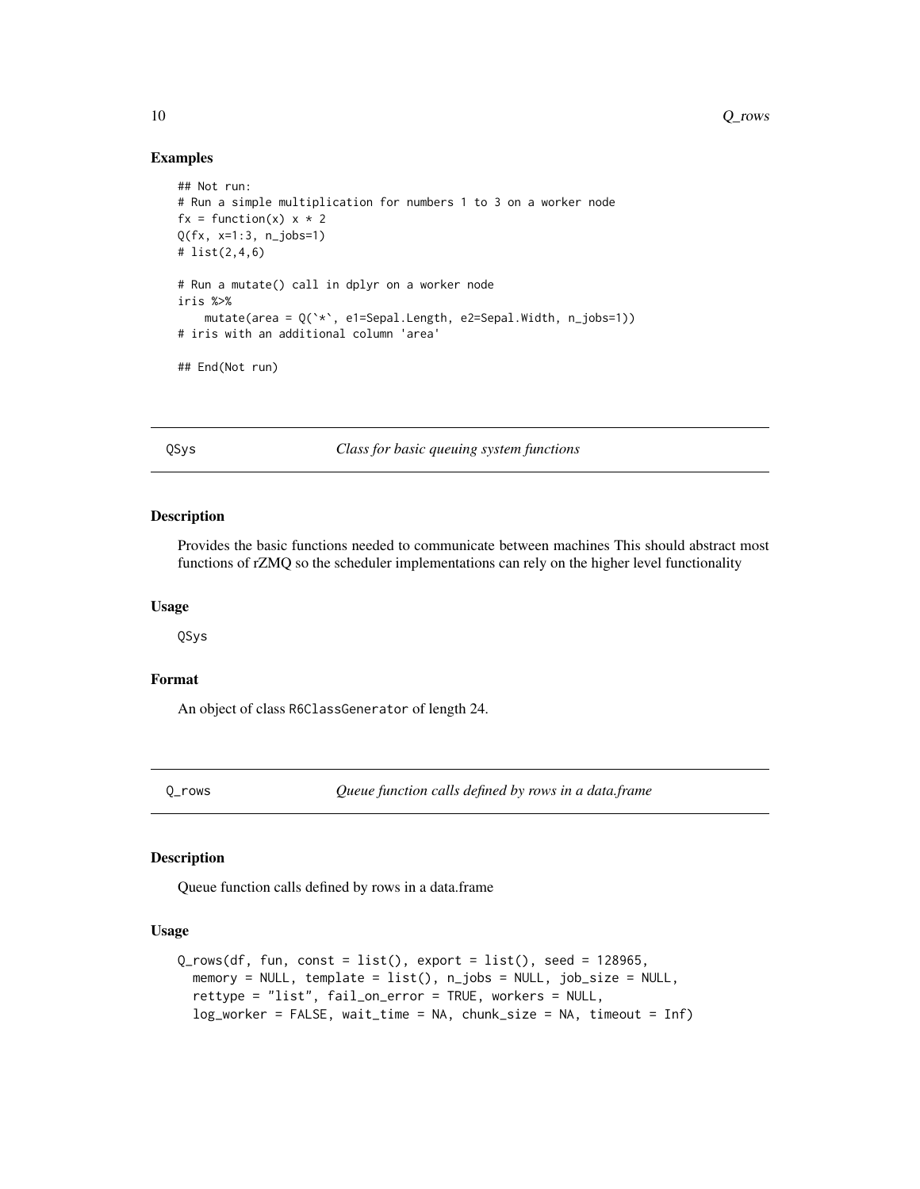### Examples

```
## Not run:
# Run a simple multiplication for numbers 1 to 3 on a worker node
fx = function(x) x * 2
Q(fx, x=1:3, n_jobs=1)
# list(2,4,6)

# Run a mutate() call in dplyr on a worker node
iris %>%
    mutate(area = Q(`*`, e1=Sepal.Length, e2=Sepal.Width, n_jobs=1))
# iris with an additional column 'area'

## End(Not run)
```

## QSys — *Class for basic queuing system functions*

### Description

Provides the basic functions needed to communicate between machines This should abstract most functions of rZMQ so the scheduler implementations can rely on the higher level functionality

### Usage

```
QSys
```

### Format

An object of class R6ClassGenerator of length 24.

## Q_rows — *Queue function calls defined by rows in a data.frame*

### Description

Queue function calls defined by rows in a data.frame

### Usage

```
Q_rows(df, fun, const = list(), export = list(), seed = 128965,
  memory = NULL, template = list(), n_jobs = NULL, job_size = NULL,
  rettype = "list", fail_on_error = TRUE, workers = NULL,
  log_worker = FALSE, wait_time = NA, chunk_size = NA, timeout = Inf)
```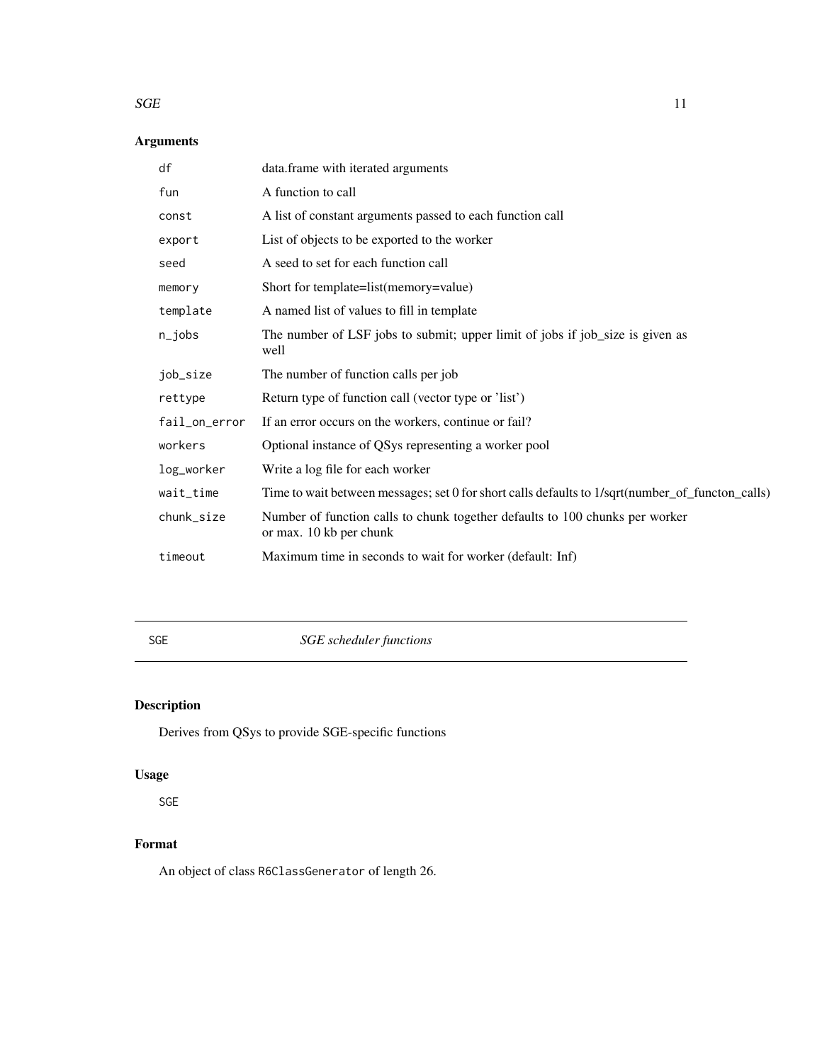## Arguments

| | |
|---|---|
| df | data.frame with iterated arguments |
| fun | A function to call |
| const | A list of constant arguments passed to each function call |
| export | List of objects to be exported to the worker |
| seed | A seed to set for each function call |
| memory | Short for template=list(memory=value) |
| template | A named list of values to fill in template |
| n_jobs | The number of LSF jobs to submit; upper limit of jobs if job_size is given as well |
| job_size | The number of function calls per job |
| rettype | Return type of function call (vector type or 'list') |
| fail_on_error | If an error occurs on the workers, continue or fail? |
| workers | Optional instance of QSys representing a worker pool |
| log_worker | Write a log file for each worker |
| wait_time | Time to wait between messages; set 0 for short calls defaults to 1/sqrt(number_of_functon_calls) |
| chunk_size | Number of function calls to chunk together defaults to 100 chunks per worker or max. 10 kb per chunk |
| timeout | Maximum time in seconds to wait for worker (default: Inf) |

---

# SGE — *SGE scheduler functions*

## Description

Derives from QSys to provide SGE-specific functions

## Usage

```
SGE
```

## Format

An object of class `R6ClassGenerator` of length 26.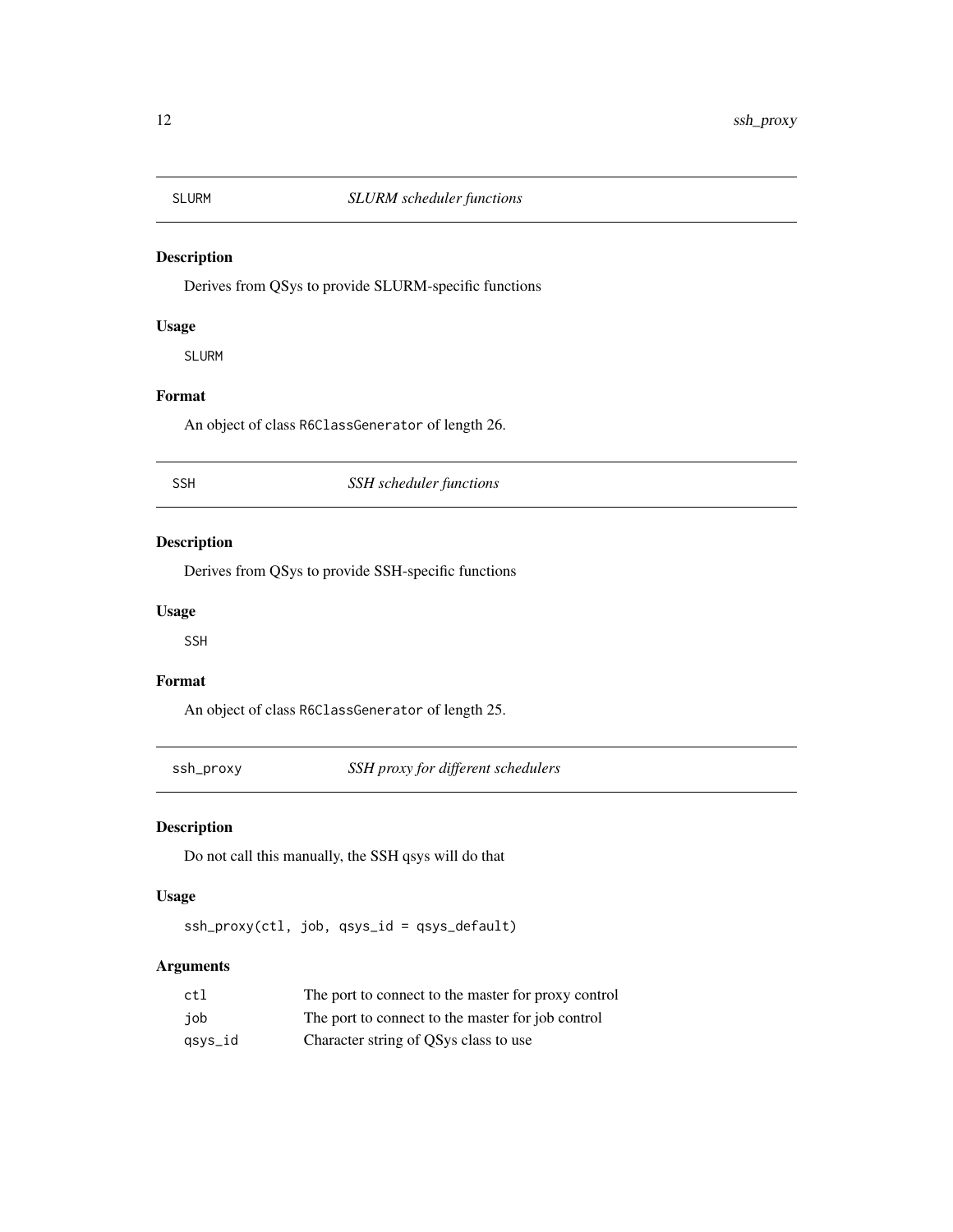## SLURM — *SLURM scheduler functions*

### Description

Derives from QSys to provide SLURM-specific functions

### Usage

```
SLURM
```

### Format

An object of class `R6ClassGenerator` of length 26.

## SSH — *SSH scheduler functions*

### Description

Derives from QSys to provide SSH-specific functions

### Usage

```
SSH
```

### Format

An object of class `R6ClassGenerator` of length 25.

## ssh_proxy — *SSH proxy for different schedulers*

### Description

Do not call this manually, the SSH qsys will do that

### Usage

```
ssh_proxy(ctl, job, qsys_id = qsys_default)
```

### Arguments

| | |
|---|---|
| ctl | The port to connect to the master for proxy control |
| job | The port to connect to the master for job control |
| qsys_id | Character string of QSys class to use |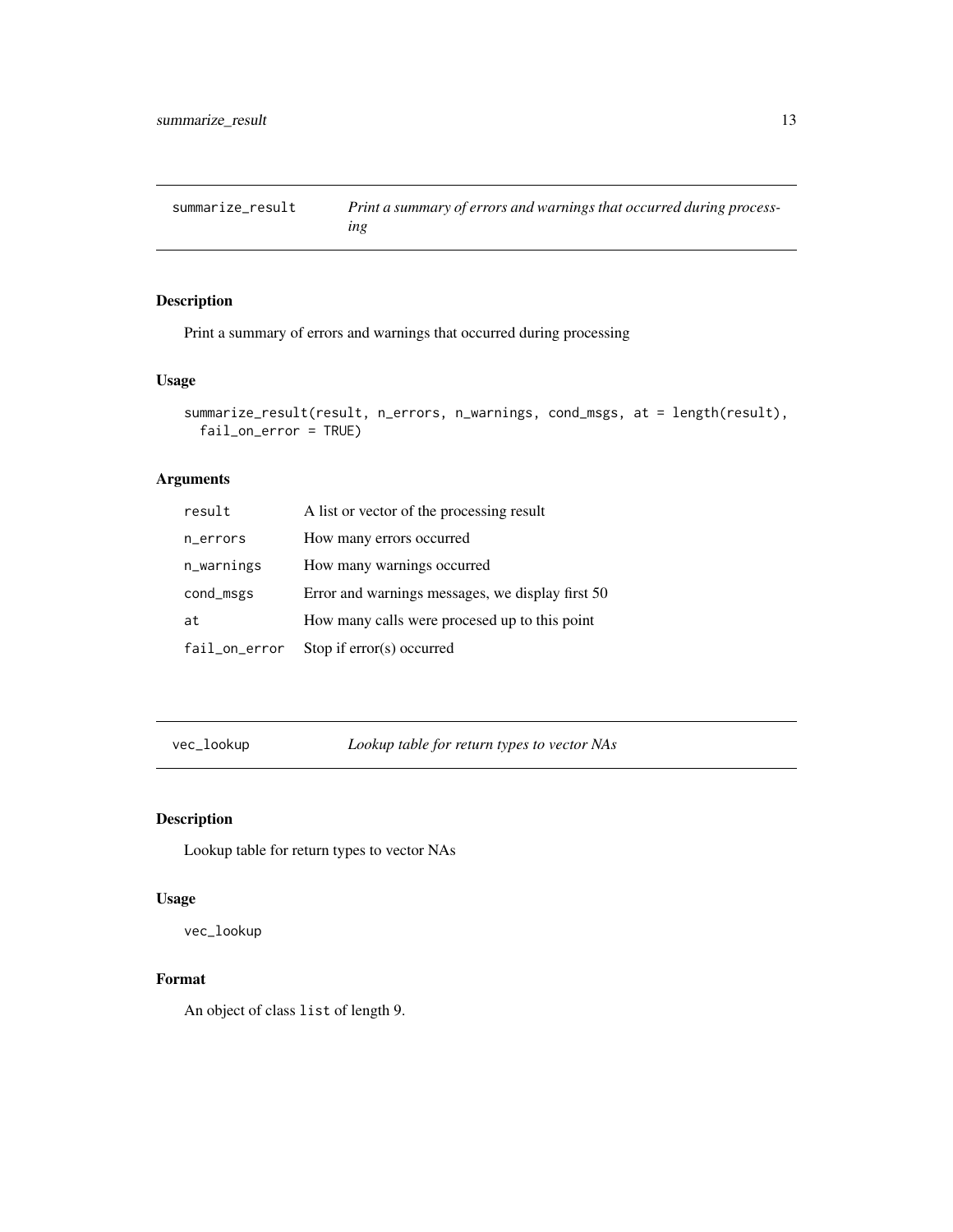## summarize_result — *Print a summary of errors and warnings that occurred during processing*

### Description

Print a summary of errors and warnings that occurred during processing

### Usage

```
summarize_result(result, n_errors, n_warnings, cond_msgs, at = length(result),
  fail_on_error = TRUE)
```

### Arguments

| | |
|---|---|
| result | A list or vector of the processing result |
| n_errors | How many errors occurred |
| n_warnings | How many warnings occurred |
| cond_msgs | Error and warnings messages, we display first 50 |
| at | How many calls were procesed up to this point |
| fail_on_error | Stop if error(s) occurred |

## vec_lookup — *Lookup table for return types to vector NAs*

### Description

Lookup table for return types to vector NAs

### Usage

```
vec_lookup
```

### Format

An object of class `list` of length 9.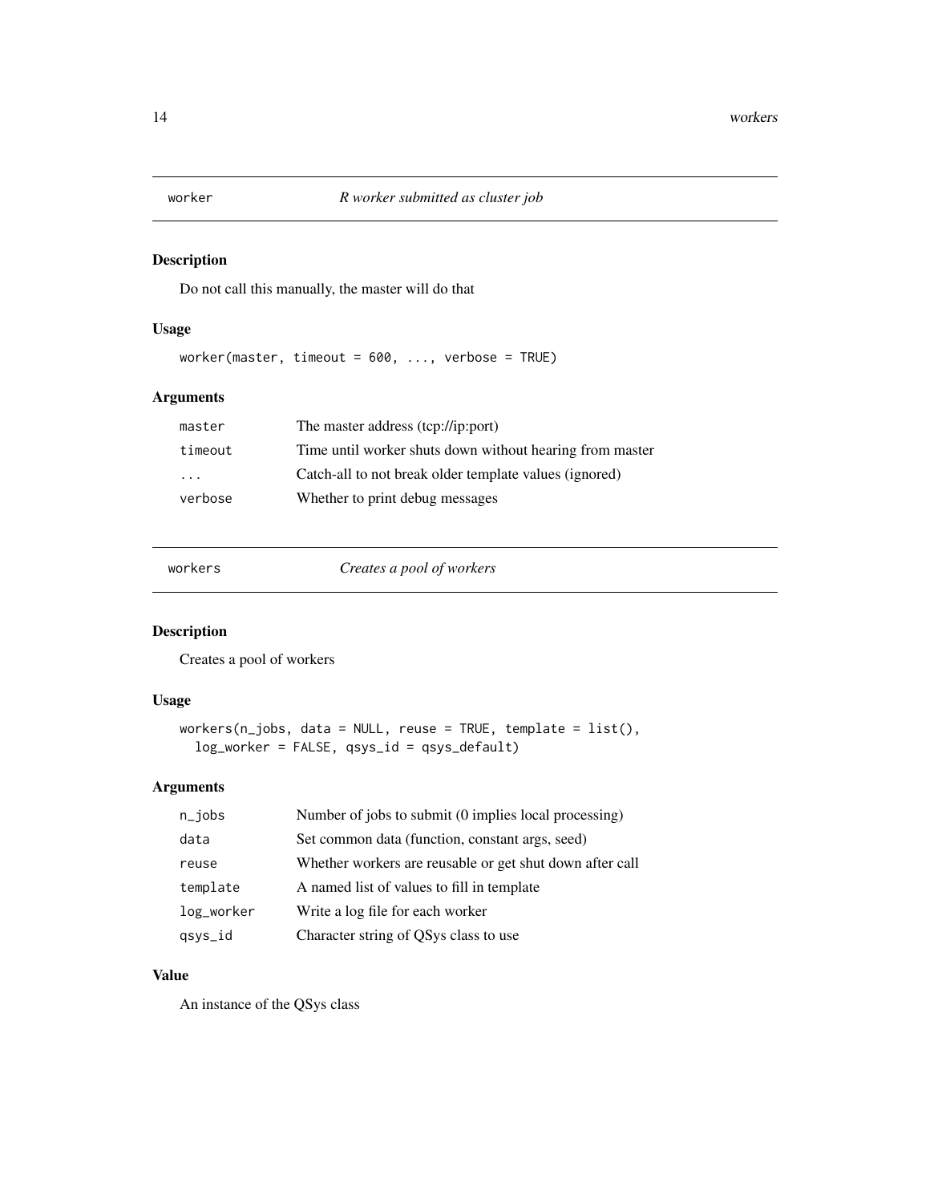## worker — *R worker submitted as cluster job*

### Description

Do not call this manually, the master will do that

### Usage

```
worker(master, timeout = 600, ..., verbose = TRUE)
```

### Arguments

| | |
|---|---|
| `master` | The master address (tcp://ip:port) |
| `timeout` | Time until worker shuts down without hearing from master |
| `...` | Catch-all to not break older template values (ignored) |
| `verbose` | Whether to print debug messages |

## workers — *Creates a pool of workers*

### Description

Creates a pool of workers

### Usage

```
workers(n_jobs, data = NULL, reuse = TRUE, template = list(),
  log_worker = FALSE, qsys_id = qsys_default)
```

### Arguments

| | |
|---|---|
| `n_jobs` | Number of jobs to submit (0 implies local processing) |
| `data` | Set common data (function, constant args, seed) |
| `reuse` | Whether workers are reusable or get shut down after call |
| `template` | A named list of values to fill in template |
| `log_worker` | Write a log file for each worker |
| `qsys_id` | Character string of QSys class to use |

### Value

An instance of the QSys class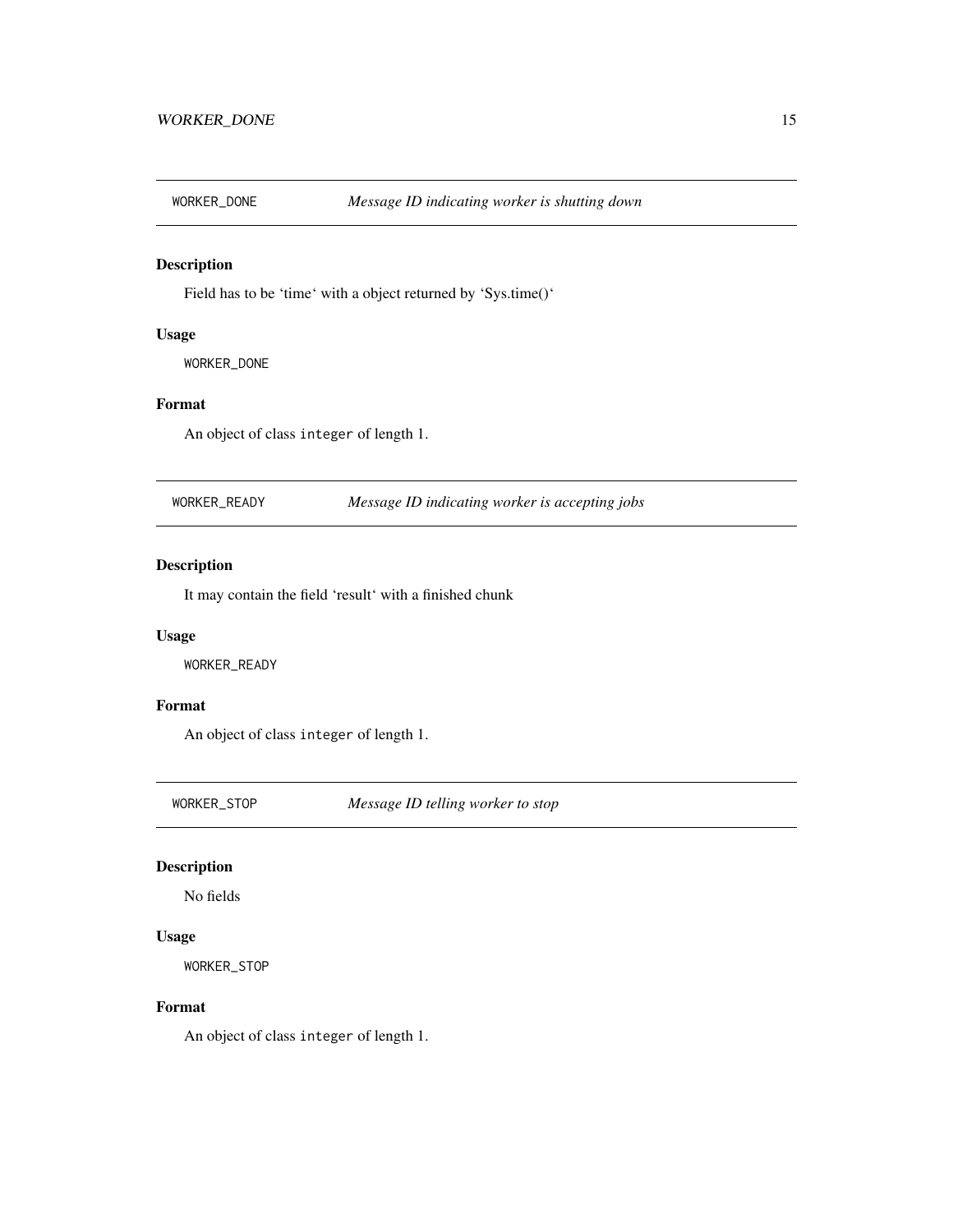## WORKER_DONE — *Message ID indicating worker is shutting down*

### Description

Field has to be ‘time‘ with a object returned by ‘Sys.time()‘

### Usage

```
WORKER_DONE
```

### Format

An object of class `integer` of length 1.

## WORKER_READY — *Message ID indicating worker is accepting jobs*

### Description

It may contain the field ‘result‘ with a finished chunk

### Usage

```
WORKER_READY
```

### Format

An object of class `integer` of length 1.

## WORKER_STOP — *Message ID telling worker to stop*

### Description

No fields

### Usage

```
WORKER_STOP
```

### Format

An object of class `integer` of length 1.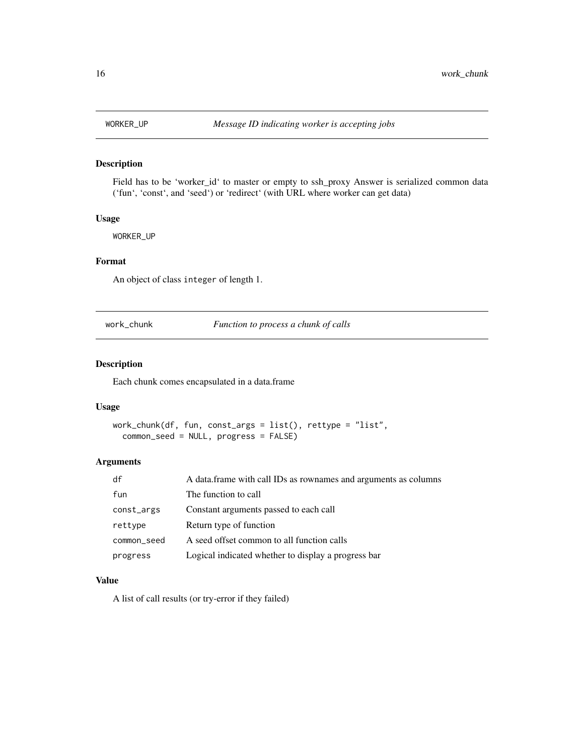## WORKER_UP *Message ID indicating worker is accepting jobs*

### Description

Field has to be 'worker_id' to master or empty to ssh_proxy Answer is serialized common data ('fun', 'const', and 'seed') or 'redirect' (with URL where worker can get data)

### Usage

```
WORKER_UP
```

### Format

An object of class integer of length 1.

## work_chunk *Function to process a chunk of calls*

### Description

Each chunk comes encapsulated in a data.frame

### Usage

```
work_chunk(df, fun, const_args = list(), rettype = "list",
  common_seed = NULL, progress = FALSE)
```

### Arguments

| | |
|---|---|
| df | A data.frame with call IDs as rownames and arguments as columns |
| fun | The function to call |
| const_args | Constant arguments passed to each call |
| rettype | Return type of function |
| common_seed | A seed offset common to all function calls |
| progress | Logical indicated whether to display a progress bar |

### Value

A list of call results (or try-error if they failed)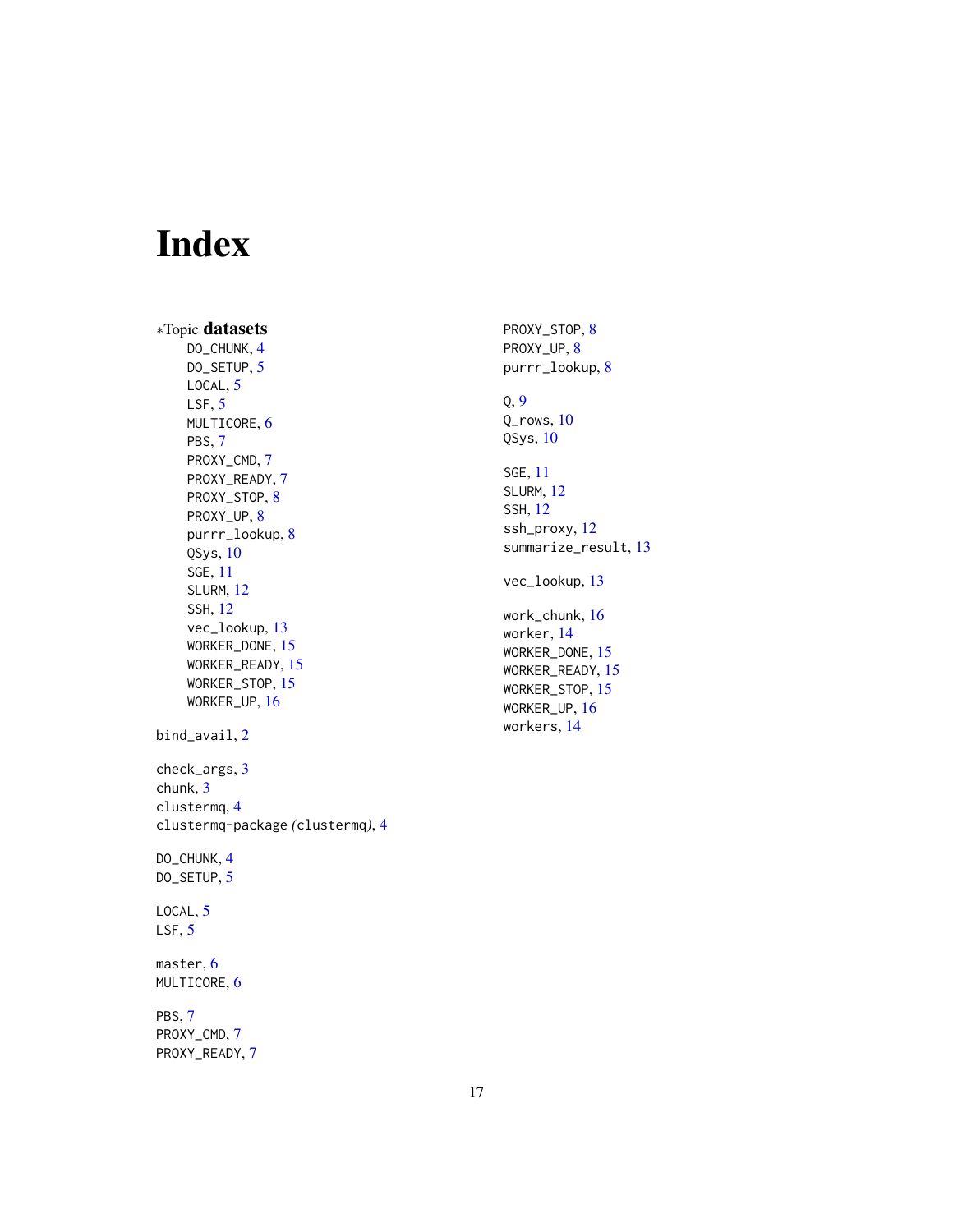# Index

*Topic **datasets**

- DO_CHUNK, 4
- DO_SETUP, 5
- LOCAL, 5
- LSF, 5
- MULTICORE, 6
- PBS, 7
- PROXY_CMD, 7
- PROXY_READY, 7
- PROXY_STOP, 8
- PROXY_UP, 8
- purrr_lookup, 8
- QSys, 10
- SGE, 11
- SLURM, 12
- SSH, 12
- vec_lookup, 13
- WORKER_DONE, 15
- WORKER_READY, 15
- WORKER_STOP, 15
- WORKER_UP, 16

bind_avail, 2

check_args, 3
chunk, 3
clustermq, 4
clustermq-package *(clustermq)*, 4

DO_CHUNK, 4
DO_SETUP, 5

LOCAL, 5
LSF, 5

master, 6
MULTICORE, 6

PBS, 7
PROXY_CMD, 7
PROXY_READY, 7
PROXY_STOP, 8
PROXY_UP, 8
purrr_lookup, 8

Q, 9
Q_rows, 10
QSys, 10

SGE, 11
SLURM, 12
SSH, 12
ssh_proxy, 12
summarize_result, 13

vec_lookup, 13

work_chunk, 16
worker, 14
WORKER_DONE, 15
WORKER_READY, 15
WORKER_STOP, 15
WORKER_UP, 16
workers, 14